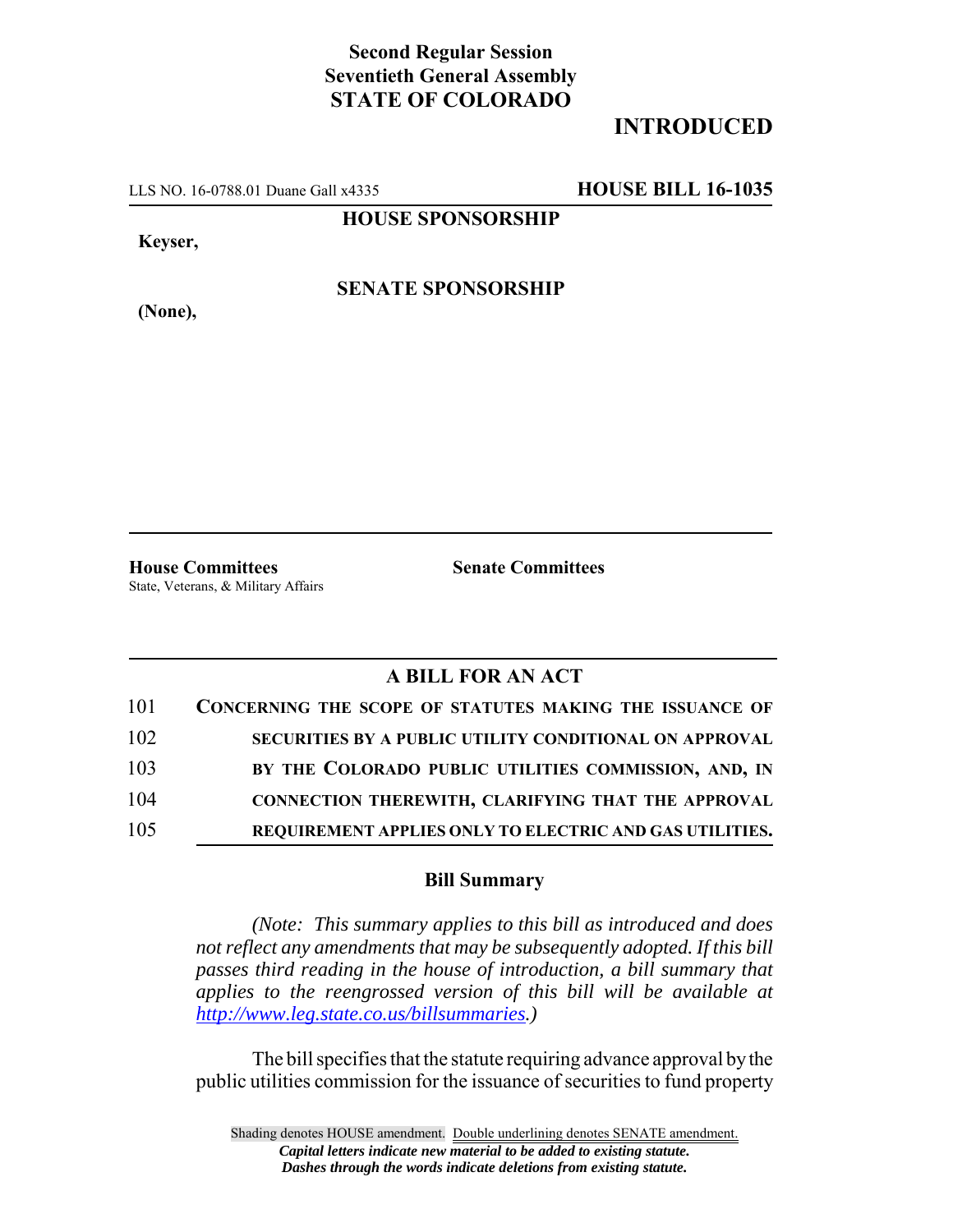**Second Regular Session**
**Seventieth General Assembly**
**STATE OF COLORADO**

# INTRODUCED

LLS NO. 16-0788.01 Duane Gall x4335 **HOUSE BILL 16-1035**

**HOUSE SPONSORSHIP**

**Keyser,**

**SENATE SPONSORSHIP**

**(None),**

**House Committees**
State, Veterans, & Military Affairs

**Senate Committees**

## A BILL FOR AN ACT

101 **CONCERNING THE SCOPE OF STATUTES MAKING THE ISSUANCE OF**
102 **SECURITIES BY A PUBLIC UTILITY CONDITIONAL ON APPROVAL**
103 **BY THE COLORADO PUBLIC UTILITIES COMMISSION, AND, IN**
104 **CONNECTION THEREWITH, CLARIFYING THAT THE APPROVAL**
105 **REQUIREMENT APPLIES ONLY TO ELECTRIC AND GAS UTILITIES.**

### Bill Summary

*(Note: This summary applies to this bill as introduced and does not reflect any amendments that may be subsequently adopted. If this bill passes third reading in the house of introduction, a bill summary that applies to the reengrossed version of this bill will be available at http://www.leg.state.co.us/billsummaries.)*

The bill specifies that the statute requiring advance approval by the public utilities commission for the issuance of securities to fund property

Shading denotes HOUSE amendment. Double underlining denotes SENATE amendment.
*Capital letters indicate new material to be added to existing statute.*
*Dashes through the words indicate deletions from existing statute.*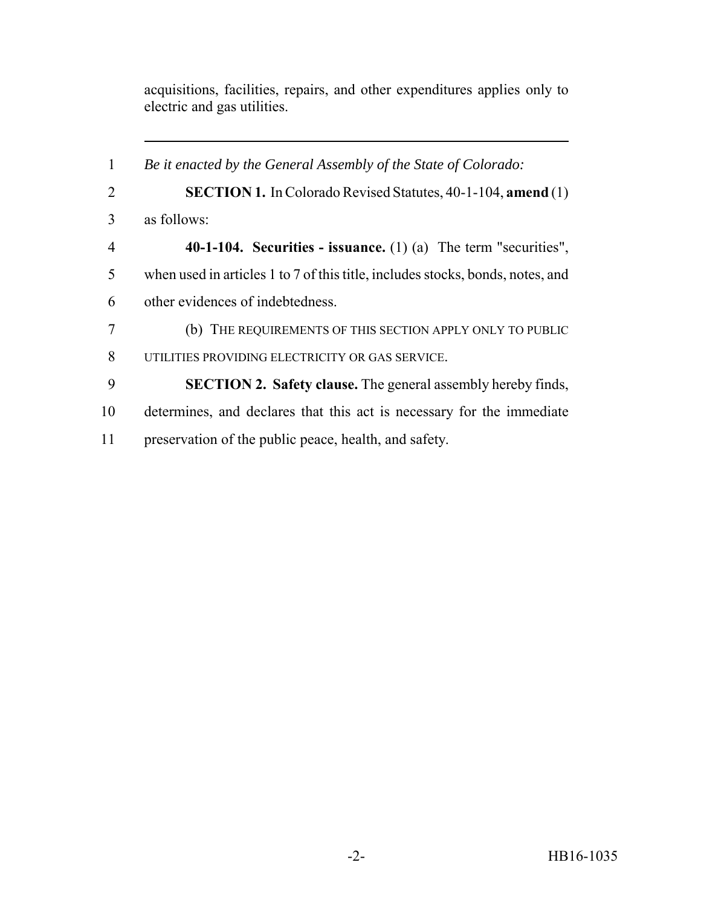acquisitions, facilities, repairs, and other expenditures applies only to electric and gas utilities.

---

1 *Be it enacted by the General Assembly of the State of Colorado:*

2 **SECTION 1.** In Colorado Revised Statutes, 40-1-104, **amend** (1)

3 as follows:

4 **40-1-104. Securities - issuance.** (1) (a) The term "securities",

5 when used in articles 1 to 7 of this title, includes stocks, bonds, notes, and

6 other evidences of indebtedness.

7 (b) THE REQUIREMENTS OF THIS SECTION APPLY ONLY TO PUBLIC

8 UTILITIES PROVIDING ELECTRICITY OR GAS SERVICE.

9 **SECTION 2. Safety clause.** The general assembly hereby finds,

10 determines, and declares that this act is necessary for the immediate

11 preservation of the public peace, health, and safety.